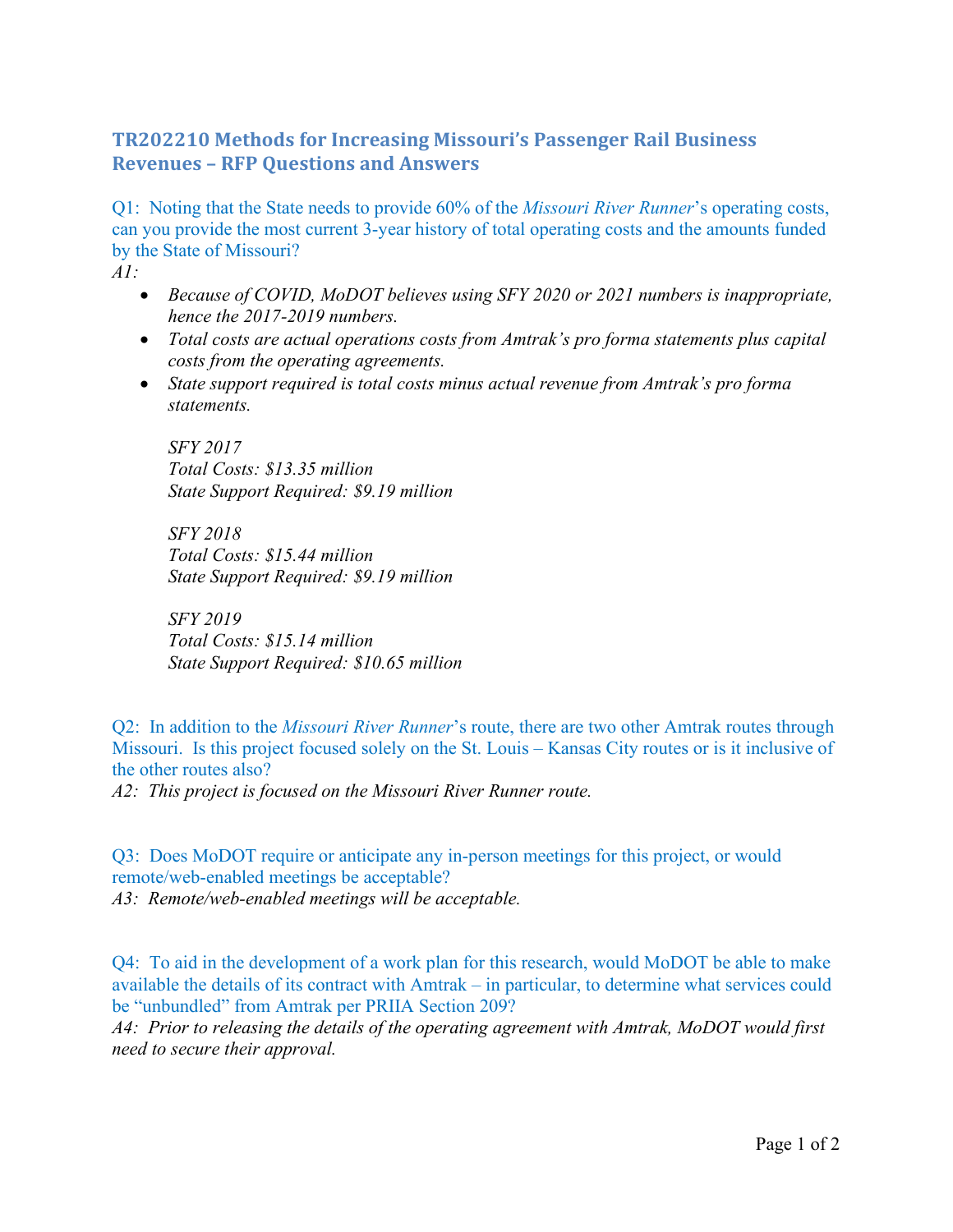## TR202210 Methods for Increasing Missouri's Passenger Rail Business Revenues – RFP Questions and Answers

Q1: Noting that the State needs to provide 60% of the *Missouri River Runner*'s operating costs, can you provide the most current 3-year history of total operating costs and the amounts funded by the State of Missouri?

*A1:*

- *Because of COVID, MoDOT believes using SFY 2020 or 2021 numbers is inappropriate, hence the 2017-2019 numbers.*
- *Total costs are actual operations costs from Amtrak's pro forma statements plus capital costs from the operating agreements.*
- *State support required is total costs minus actual revenue from Amtrak's pro forma statements.*

*SFY 2017*
*Total Costs: $13.35 million*
*State Support Required: $9.19 million*

*SFY 2018*
*Total Costs: $15.44 million*
*State Support Required: $9.19 million*

*SFY 2019*
*Total Costs: $15.14 million*
*State Support Required: $10.65 million*

Q2: In addition to the *Missouri River Runner*'s route, there are two other Amtrak routes through Missouri. Is this project focused solely on the St. Louis – Kansas City routes or is it inclusive of the other routes also?

*A2: This project is focused on the Missouri River Runner route.*

Q3: Does MoDOT require or anticipate any in-person meetings for this project, or would remote/web-enabled meetings be acceptable?

*A3: Remote/web-enabled meetings will be acceptable.*

Q4: To aid in the development of a work plan for this research, would MoDOT be able to make available the details of its contract with Amtrak – in particular, to determine what services could be "unbundled" from Amtrak per PRIIA Section 209?

*A4: Prior to releasing the details of the operating agreement with Amtrak, MoDOT would first need to secure their approval.*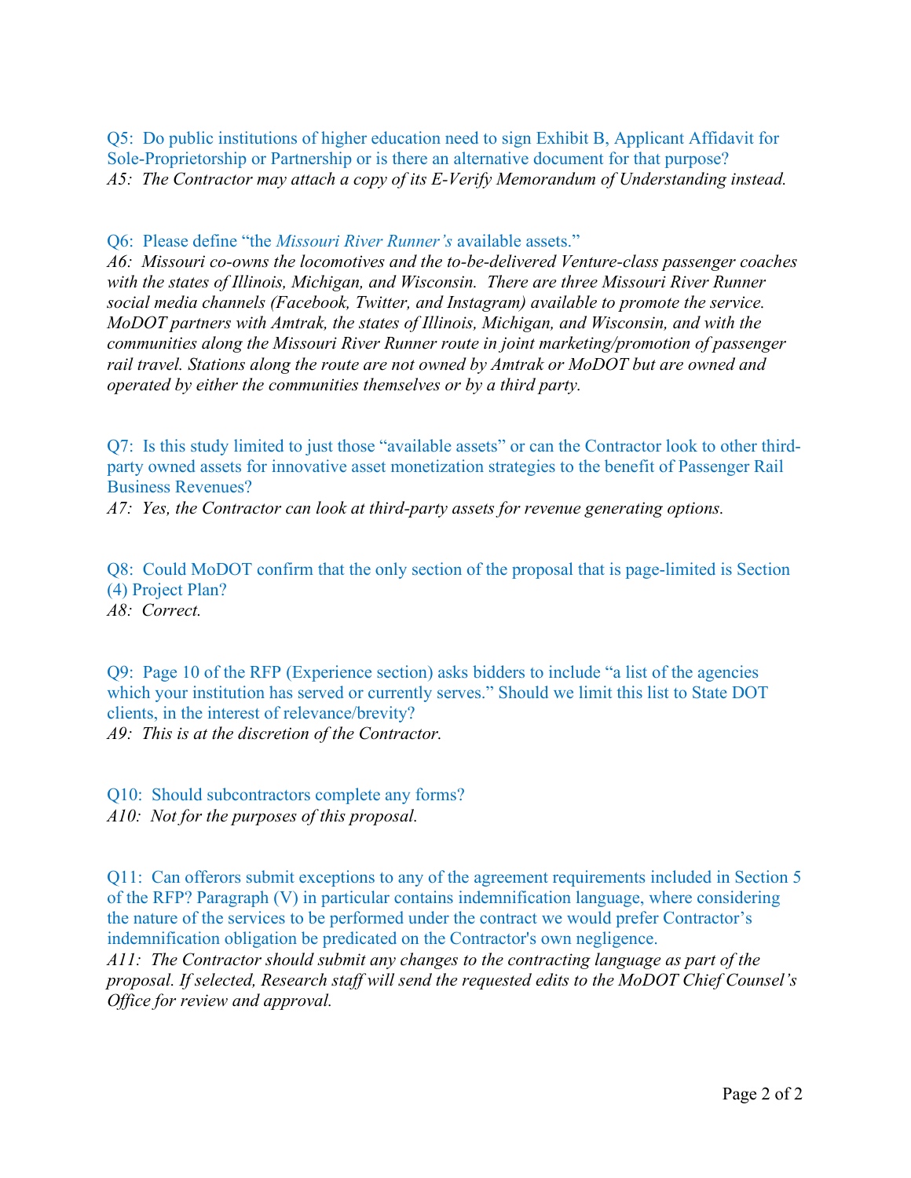Q5: Do public institutions of higher education need to sign Exhibit B, Applicant Affidavit for Sole-Proprietorship or Partnership or is there an alternative document for that purpose?
*A5: The Contractor may attach a copy of its E-Verify Memorandum of Understanding instead.*

Q6: Please define "the *Missouri River Runner's* available assets."
*A6: Missouri co-owns the locomotives and the to-be-delivered Venture-class passenger coaches with the states of Illinois, Michigan, and Wisconsin. There are three Missouri River Runner social media channels (Facebook, Twitter, and Instagram) available to promote the service. MoDOT partners with Amtrak, the states of Illinois, Michigan, and Wisconsin, and with the communities along the Missouri River Runner route in joint marketing/promotion of passenger rail travel. Stations along the route are not owned by Amtrak or MoDOT but are owned and operated by either the communities themselves or by a third party.*

Q7: Is this study limited to just those "available assets" or can the Contractor look to other third-party owned assets for innovative asset monetization strategies to the benefit of Passenger Rail Business Revenues?
*A7: Yes, the Contractor can look at third-party assets for revenue generating options.*

Q8: Could MoDOT confirm that the only section of the proposal that is page-limited is Section (4) Project Plan?
*A8: Correct.*

Q9: Page 10 of the RFP (Experience section) asks bidders to include "a list of the agencies which your institution has served or currently serves." Should we limit this list to State DOT clients, in the interest of relevance/brevity?
*A9: This is at the discretion of the Contractor.*

Q10: Should subcontractors complete any forms?
*A10: Not for the purposes of this proposal.*

Q11: Can offerors submit exceptions to any of the agreement requirements included in Section 5 of the RFP? Paragraph (V) in particular contains indemnification language, where considering the nature of the services to be performed under the contract we would prefer Contractor's indemnification obligation be predicated on the Contractor's own negligence.
*A11: The Contractor should submit any changes to the contracting language as part of the proposal. If selected, Research staff will send the requested edits to the MoDOT Chief Counsel's Office for review and approval.*